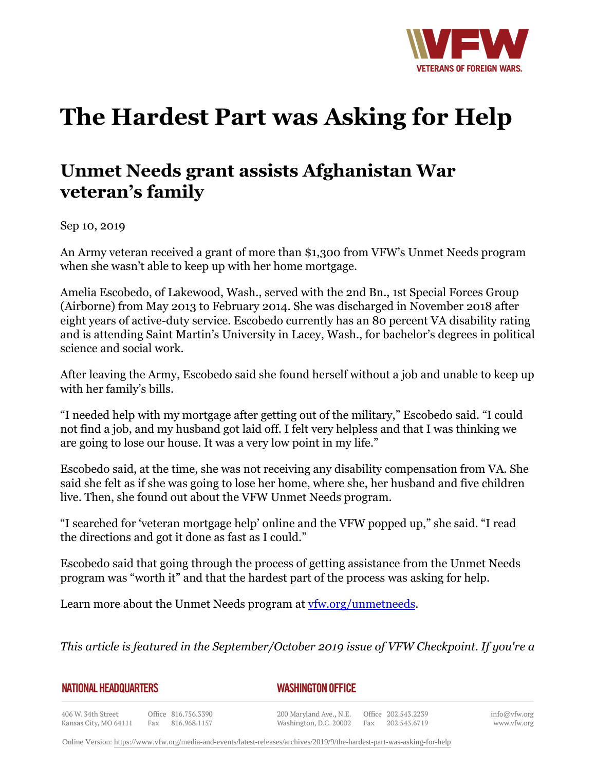# The Hardest Part was Asking for Help

## Unmet Needs grant assists Afghanistan War veteran's family

Sep 10, 2019

An Army veteran received a grant of more than $1,300 from VFW's Unmet Needs program when she wasn't able to keep up with her home mortgage.

Amelia Escobedo, of Lakewood, Wash., served with the 2nd Bn., 1st Special Forces Group (Airborne) from May 2013 to February 2014. She was discharged in November 2018 after eight years of active-duty service. Escobedo currently has an 80 percent VA disability rating and is attending Saint Martin's University in Lacey, Wash., for bachelor's degrees in political science and social work.

After leaving the Army, Escobedo said she found herself without a job and unable to keep up with her family's bills.

"I needed help with my mortgage after getting out of the military," Escobedo said. "I could not find a job, and my husband got laid off. I felt very helpless and that I was thinking we are going to lose our house. It was a very low point in my life."

Escobedo said, at the time, she was not receiving any disability compensation from VA. She said she felt as if she was going to lose her home, where she, her husband and five children live. Then, she found out about the VFW Unmet Needs program.

"I searched for 'veteran mortgage help' online and the VFW popped up," she said. "I read the directions and got it done as fast as I could."

Escobedo said that going through the process of getting assistance from the Unmet Needs program was "worth it" and that the hardest part of the process was asking for help.

Learn more about the Unmet Needs program at [vfw.org/unmetneeds](vfw.org/unmetneeds).

*This article is featured in the September/October 2019 issue of VFW Checkpoint. If you're a*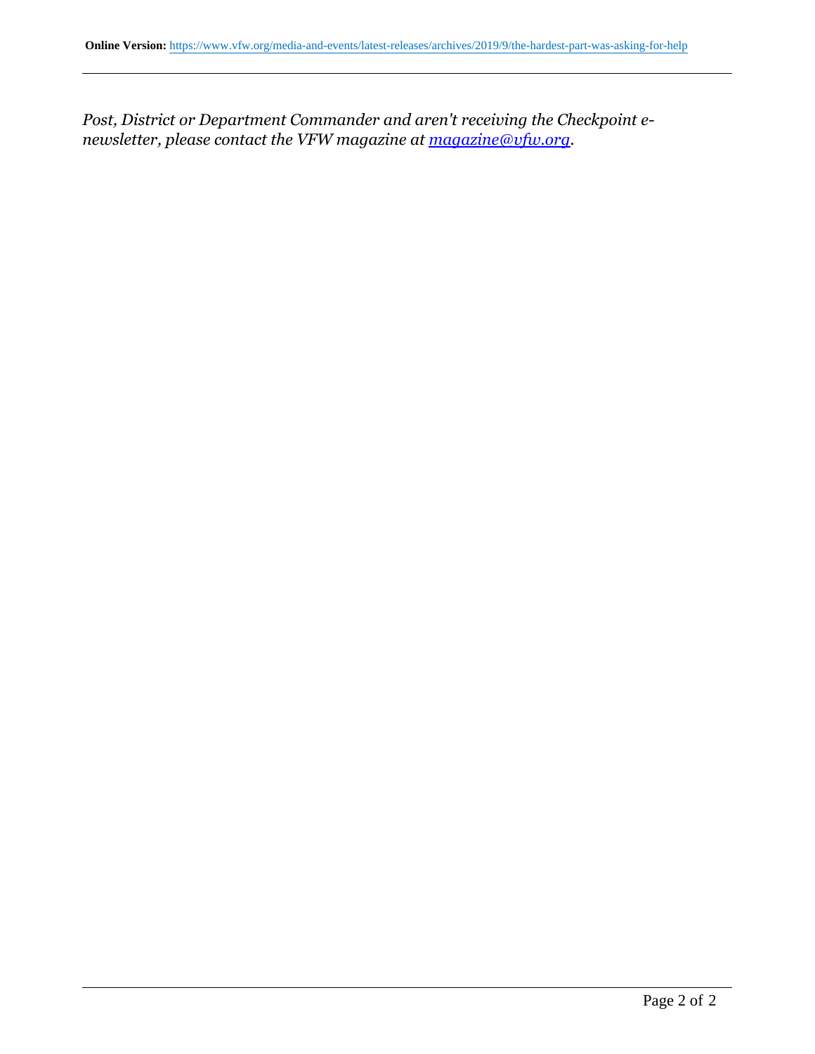*Post, District or Department Commander and aren't receiving the Checkpoint e-newsletter, please contact the VFW magazine at [magazine@vfw.org](mailto:magazine@vfw.org).*